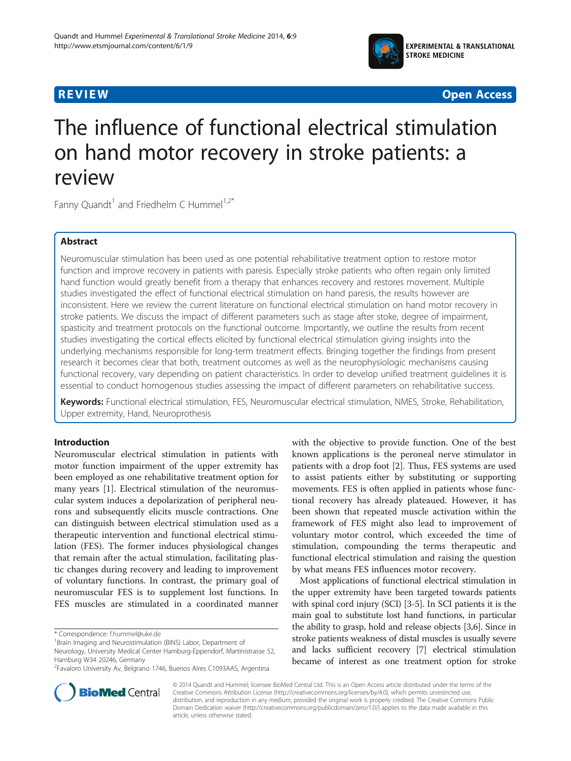**REVIEW** **Open Access**

# The influence of functional electrical stimulation on hand motor recovery in stroke patients: a review

Fanny Quandt[1] and Friedhelm C Hummel[1,2*]

## Abstract

Neuromuscular stimulation has been used as one potential rehabilitative treatment option to restore motor function and improve recovery in patients with paresis. Especially stroke patients who often regain only limited hand function would greatly benefit from a therapy that enhances recovery and restores movement. Multiple studies investigated the effect of functional electrical stimulation on hand paresis, the results however are inconsistent. Here we review the current literature on functional electrical stimulation on hand motor recovery in stroke patients. We discuss the impact of different parameters such as stage after stroke, degree of impairment, spasticity and treatment protocols on the functional outcome. Importantly, we outline the results from recent studies investigating the cortical effects elicited by functional electrical stimulation giving insights into the underlying mechanisms responsible for long-term treatment effects. Bringing together the findings from present research it becomes clear that both, treatment outcomes as well as the neurophysiologic mechanisms causing functional recovery, vary depending on patient characteristics. In order to develop unified treatment guidelines it is essential to conduct homogenous studies assessing the impact of different parameters on rehabilitative success.

**Keywords:** Functional electrical stimulation, FES, Neuromuscular electrical stimulation, NMES, Stroke, Rehabilitation, Upper extremity, Hand, Neuroprothesis

## Introduction

Neuromuscular electrical stimulation in patients with motor function impairment of the upper extremity has been employed as one rehabilitative treatment option for many years [1]. Electrical stimulation of the neuromuscular system induces a depolarization of peripheral neurons and subsequently elicits muscle contractions. One can distinguish between electrical stimulation used as a therapeutic intervention and functional electrical stimulation (FES). The former induces physiological changes that remain after the actual stimulation, facilitating plastic changes during recovery and leading to improvement of voluntary functions. In contrast, the primary goal of neuromuscular FES is to supplement lost functions. In FES muscles are stimulated in a coordinated manner with the objective to provide function. One of the best known applications is the peroneal nerve stimulator in patients with a drop foot [2]. Thus, FES systems are used to assist patients either by substituting or supporting movements. FES is often applied in patients whose functional recovery has already plateaued. However, it has been shown that repeated muscle activation within the framework of FES might also lead to improvement of voluntary motor control, which exceeded the time of stimulation, compounding the terms therapeutic and functional electrical stimulation and raising the question by what means FES influences motor recovery.

Most applications of functional electrical stimulation in the upper extremity have been targeted towards patients with spinal cord injury (SCI) [3-5]. In SCI patients it is the main goal to substitute lost hand functions, in particular the ability to grasp, hold and release objects [3,6]. Since in stroke patients weakness of distal muscles is usually severe and lacks sufficient recovery [7] electrical stimulation became of interest as one treatment option for stroke

\* Correspondence: f.hummel@uke.de
[1]Brain Imaging and Neurostimulation (BINS) Labor, Department of Neurology, University Medical Center Hamburg-Eppendorf, Martinistrasse 52, Hamburg W34 20246, Germany
[2]Favaloro University Av, Belgrano 1746, Buenos Aires C1093AAS, Argentina

© 2014 Quandt and Hummel; licensee BioMed Central Ltd. This is an Open Access article distributed under the terms of the Creative Commons Attribution License (http://creativecommons.org/licenses/by/4.0), which permits unrestricted use, distribution, and reproduction in any medium, provided the original work is properly credited. The Creative Commons Public Domain Dedication waiver (http://creativecommons.org/publicdomain/zero/1.0/) applies to the data made available in this article, unless otherwise stated.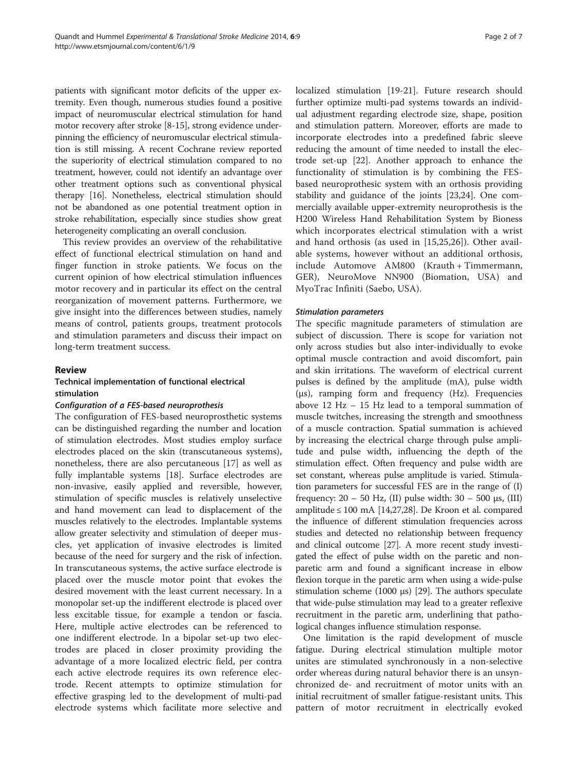patients with significant motor deficits of the upper extremity. Even though, numerous studies found a positive impact of neuromuscular electrical stimulation for hand motor recovery after stroke [8-15], strong evidence underpinning the efficiency of neuromuscular electrical stimulation is still missing. A recent Cochrane review reported the superiority of electrical stimulation compared to no treatment, however, could not identify an advantage over other treatment options such as conventional physical therapy [16]. Nonetheless, electrical stimulation should not be abandoned as one potential treatment option in stroke rehabilitation, especially since studies show great heterogeneity complicating an overall conclusion.

This review provides an overview of the rehabilitative effect of functional electrical stimulation on hand and finger function in stroke patients. We focus on the current opinion of how electrical stimulation influences motor recovery and in particular its effect on the central reorganization of movement patterns. Furthermore, we give insight into the differences between studies, namely means of control, patients groups, treatment protocols and stimulation parameters and discuss their impact on long-term treatment success.

## Review

### Technical implementation of functional electrical stimulation

#### *Configuration of a FES-based neuroprothesis*

The configuration of FES-based neuroprosthetic systems can be distinguished regarding the number and location of stimulation electrodes. Most studies employ surface electrodes placed on the skin (transcutaneous systems), nonetheless, there are also percutaneous [17] as well as fully implantable systems [18]. Surface electrodes are non-invasive, easily applied and reversible, however, stimulation of specific muscles is relatively unselective and hand movement can lead to displacement of the muscles relatively to the electrodes. Implantable systems allow greater selectivity and stimulation of deeper muscles, yet application of invasive electrodes is limited because of the need for surgery and the risk of infection. In transcutaneous systems, the active surface electrode is placed over the muscle motor point that evokes the desired movement with the least current necessary. In a monopolar set-up the indifferent electrode is placed over less excitable tissue, for example a tendon or fascia. Here, multiple active electrodes can be referenced to one indifferent electrode. In a bipolar set-up two electrodes are placed in closer proximity providing the advantage of a more localized electric field, per contra each active electrode requires its own reference electrode. Recent attempts to optimize stimulation for effective grasping led to the development of multi-pad electrode systems which facilitate more selective and localized stimulation [19-21]. Future research should further optimize multi-pad systems towards an individual adjustment regarding electrode size, shape, position and stimulation pattern. Moreover, efforts are made to incorporate electrodes into a predefined fabric sleeve reducing the amount of time needed to install the electrode set-up [22]. Another approach to enhance the functionality of stimulation is by combining the FES-based neuroprothesic system with an orthosis providing stability and guidance of the joints [23,24]. One commercially available upper-extremity neuroprothesis is the H200 Wireless Hand Rehabilitation System by Bioness which incorporates electrical stimulation with a wrist and hand orthosis (as used in [15,25,26]). Other available systems, however without an additional orthosis, include Automove AM800 (Krauth + Timmermann, GER), NeuroMove NN900 (Biomation, USA) and MyoTrac Infiniti (Saebo, USA).

#### *Stimulation parameters*

The specific magnitude parameters of stimulation are subject of discussion. There is scope for variation not only across studies but also inter-individually to evoke optimal muscle contraction and avoid discomfort, pain and skin irritations. The waveform of electrical current pulses is defined by the amplitude (mA), pulse width (μs), ramping form and frequency (Hz). Frequencies above 12 Hz – 15 Hz lead to a temporal summation of muscle twitches, increasing the strength and smoothness of a muscle contraction. Spatial summation is achieved by increasing the electrical charge through pulse amplitude and pulse width, influencing the depth of the stimulation effect. Often frequency and pulse width are set constant, whereas pulse amplitude is varied. Stimulation parameters for successful FES are in the range of (I) frequency: 20 – 50 Hz, (II) pulse width: 30 – 500 μs, (III) amplitude ≤ 100 mA [14,27,28]. De Kroon et al. compared the influence of different stimulation frequencies across studies and detected no relationship between frequency and clinical outcome [27]. A more recent study investigated the effect of pulse width on the paretic and non-paretic arm and found a significant increase in elbow flexion torque in the paretic arm when using a wide-pulse stimulation scheme (1000 μs) [29]. The authors speculate that wide-pulse stimulation may lead to a greater reflexive recruitment in the paretic arm, underlining that pathological changes influence stimulation response.

One limitation is the rapid development of muscle fatigue. During electrical stimulation multiple motor unites are stimulated synchronously in a non-selective order whereas during natural behavior there is an unsynchronized de- and recruitment of motor units with an initial recruitment of smaller fatigue-resistant units. This pattern of motor recruitment in electrically evoked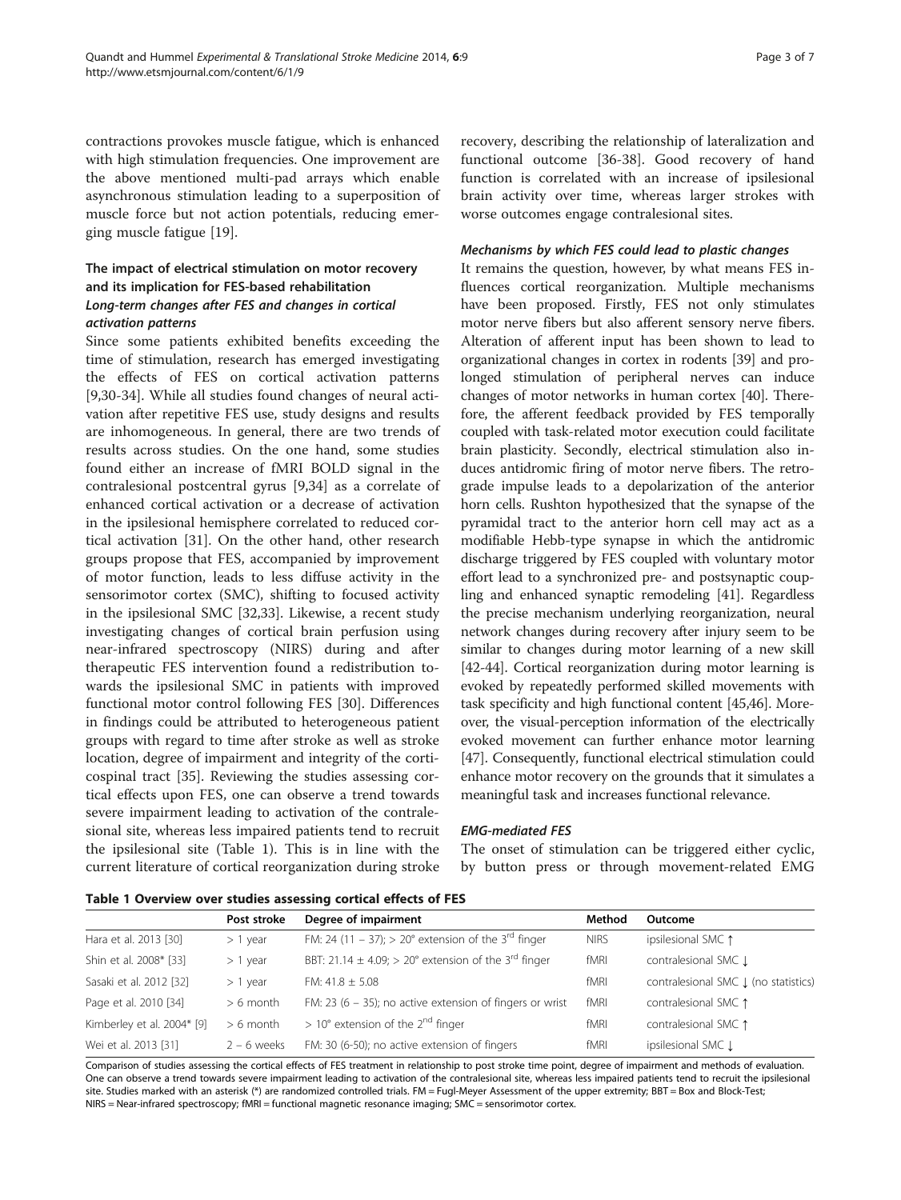contractions provokes muscle fatigue, which is enhanced with high stimulation frequencies. One improvement are the above mentioned multi-pad arrays which enable asynchronous stimulation leading to a superposition of muscle force but not action potentials, reducing emerging muscle fatigue [19].

## The impact of electrical stimulation on motor recovery and its implication for FES-based rehabilitation

### *Long-term changes after FES and changes in cortical activation patterns*

Since some patients exhibited benefits exceeding the time of stimulation, research has emerged investigating the effects of FES on cortical activation patterns [9,30-34]. While all studies found changes of neural activation after repetitive FES use, study designs and results are inhomogeneous. In general, there are two trends of results across studies. On the one hand, some studies found either an increase of fMRI BOLD signal in the contralesional postcentral gyrus [9,34] as a correlate of enhanced cortical activation or a decrease of activation in the ipsilesional hemisphere correlated to reduced cortical activation [31]. On the other hand, other research groups propose that FES, accompanied by improvement of motor function, leads to less diffuse activity in the sensorimotor cortex (SMC), shifting to focused activity in the ipsilesional SMC [32,33]. Likewise, a recent study investigating changes of cortical brain perfusion using near-infrared spectroscopy (NIRS) during and after therapeutic FES intervention found a redistribution towards the ipsilesional SMC in patients with improved functional motor control following FES [30]. Differences in findings could be attributed to heterogeneous patient groups with regard to time after stroke as well as stroke location, degree of impairment and integrity of the corticospinal tract [35]. Reviewing the studies assessing cortical effects upon FES, one can observe a trend towards severe impairment leading to activation of the contralesional site, whereas less impaired patients tend to recruit the ipsilesional site (Table 1). This is in line with the current literature of cortical reorganization during stroke recovery, describing the relationship of lateralization and functional outcome [36-38]. Good recovery of hand function is correlated with an increase of ipsilesional brain activity over time, whereas larger strokes with worse outcomes engage contralesional sites.

### *Mechanisms by which FES could lead to plastic changes*

It remains the question, however, by what means FES influences cortical reorganization. Multiple mechanisms have been proposed. Firstly, FES not only stimulates motor nerve fibers but also afferent sensory nerve fibers. Alteration of afferent input has been shown to lead to organizational changes in cortex in rodents [39] and prolonged stimulation of peripheral nerves can induce changes of motor networks in human cortex [40]. Therefore, the afferent feedback provided by FES temporally coupled with task-related motor execution could facilitate brain plasticity. Secondly, electrical stimulation also induces antidromic firing of motor nerve fibers. The retrograde impulse leads to a depolarization of the anterior horn cells. Rushton hypothesized that the synapse of the pyramidal tract to the anterior horn cell may act as a modifiable Hebb-type synapse in which the antidromic discharge triggered by FES coupled with voluntary motor effort lead to a synchronized pre- and postsynaptic coupling and enhanced synaptic remodeling [41]. Regardless the precise mechanism underlying reorganization, neural network changes during recovery after injury seem to be similar to changes during motor learning of a new skill [42-44]. Cortical reorganization during motor learning is evoked by repeatedly performed skilled movements with task specificity and high functional content [45,46]. Moreover, the visual-perception information of the electrically evoked movement can further enhance motor learning [47]. Consequently, functional electrical stimulation could enhance motor recovery on the grounds that it simulates a meaningful task and increases functional relevance.

### *EMG-mediated FES*

The onset of stimulation can be triggered either cyclic, by button press or through movement-related EMG

**Table 1 Overview over studies assessing cortical effects of FES**

| | Post stroke | Degree of impairment | Method | Outcome |
|---|---|---|---|---|
| Hara et al. 2013 [30] | > 1 year | FM: 24 (11 – 37); > 20° extension of the 3rd finger | NIRS | ipsilesional SMC ↑ |
| Shin et al. 2008* [33] | > 1 year | BBT: 21.14 ± 4.09; > 20° extension of the 3rd finger | fMRI | contralesional SMC ↓ |
| Sasaki et al. 2012 [32] | > 1 year | FM: 41.8 ± 5.08 | fMRI | contralesional SMC ↓ (no statistics) |
| Page et al. 2010 [34] | > 6 month | FM: 23 (6 – 35); no active extension of fingers or wrist | fMRI | contralesional SMC ↑ |
| Kimberley et al. 2004* [9] | > 6 month | > 10° extension of the 2nd finger | fMRI | contralesional SMC ↑ |
| Wei et al. 2013 [31] | 2 – 6 weeks | FM: 30 (6-50); no active extension of fingers | fMRI | ipsilesional SMC ↓ |

Comparison of studies assessing the cortical effects of FES treatment in relationship to post stroke time point, degree of impairment and methods of evaluation. One can observe a trend towards severe impairment leading to activation of the contralesional site, whereas less impaired patients tend to recruit the ipsilesional site. Studies marked with an asterisk (*) are randomized controlled trials. FM = Fugl-Meyer Assessment of the upper extremity; BBT = Box and Block-Test; NIRS = Near-infrared spectroscopy; fMRI = functional magnetic resonance imaging; SMC = sensorimotor cortex.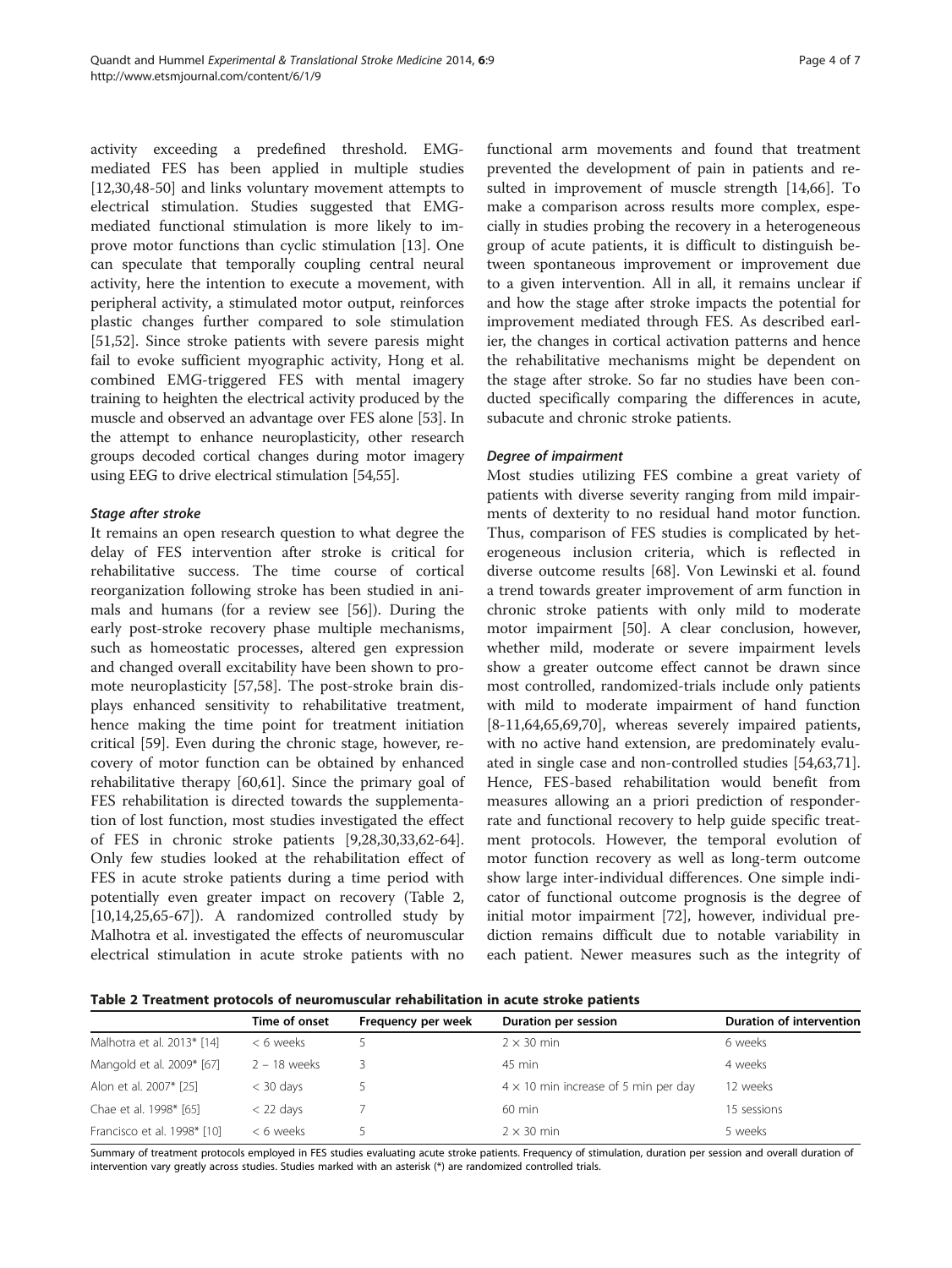activity exceeding a predefined threshold. EMG-mediated FES has been applied in multiple studies [12,30,48-50] and links voluntary movement attempts to electrical stimulation. Studies suggested that EMG-mediated functional stimulation is more likely to improve motor functions than cyclic stimulation [13]. One can speculate that temporally coupling central neural activity, here the intention to execute a movement, with peripheral activity, a stimulated motor output, reinforces plastic changes further compared to sole stimulation [51,52]. Since stroke patients with severe paresis might fail to evoke sufficient myographic activity, Hong et al. combined EMG-triggered FES with mental imagery training to heighten the electrical activity produced by the muscle and observed an advantage over FES alone [53]. In the attempt to enhance neuroplasticity, other research groups decoded cortical changes during motor imagery using EEG to drive electrical stimulation [54,55].

### *Stage after stroke*

It remains an open research question to what degree the delay of FES intervention after stroke is critical for rehabilitative success. The time course of cortical reorganization following stroke has been studied in animals and humans (for a review see [56]). During the early post-stroke recovery phase multiple mechanisms, such as homeostatic processes, altered gen expression and changed overall excitability have been shown to promote neuroplasticity [57,58]. The post-stroke brain displays enhanced sensitivity to rehabilitative treatment, hence making the time point for treatment initiation critical [59]. Even during the chronic stage, however, recovery of motor function can be obtained by enhanced rehabilitative therapy [60,61]. Since the primary goal of FES rehabilitation is directed towards the supplementation of lost function, most studies investigated the effect of FES in chronic stroke patients [9,28,30,33,62-64]. Only few studies looked at the rehabilitation effect of FES in acute stroke patients during a time period with potentially even greater impact on recovery (Table 2, [10,14,25,65-67]). A randomized controlled study by Malhotra et al. investigated the effects of neuromuscular electrical stimulation in acute stroke patients with no functional arm movements and found that treatment prevented the development of pain in patients and resulted in improvement of muscle strength [14,66]. To make a comparison across results more complex, especially in studies probing the recovery in a heterogeneous group of acute patients, it is difficult to distinguish between spontaneous improvement or improvement due to a given intervention. All in all, it remains unclear if and how the stage after stroke impacts the potential for improvement mediated through FES. As described earlier, the changes in cortical activation patterns and hence the rehabilitative mechanisms might be dependent on the stage after stroke. So far no studies have been conducted specifically comparing the differences in acute, subacute and chronic stroke patients.

### *Degree of impairment*

Most studies utilizing FES combine a great variety of patients with diverse severity ranging from mild impairments of dexterity to no residual hand motor function. Thus, comparison of FES studies is complicated by heterogeneous inclusion criteria, which is reflected in diverse outcome results [68]. Von Lewinski et al. found a trend towards greater improvement of arm function in chronic stroke patients with only mild to moderate motor impairment [50]. A clear conclusion, however, whether mild, moderate or severe impairment levels show a greater outcome effect cannot be drawn since most controlled, randomized-trials include only patients with mild to moderate impairment of hand function [8-11,64,65,69,70], whereas severely impaired patients, with no active hand extension, are predominately evaluated in single case and non-controlled studies [54,63,71]. Hence, FES-based rehabilitation would benefit from measures allowing an a priori prediction of responder-rate and functional recovery to help guide specific treatment protocols. However, the temporal evolution of motor function recovery as well as long-term outcome show large inter-individual differences. One simple indicator of functional outcome prognosis is the degree of initial motor impairment [72], however, individual prediction remains difficult due to notable variability in each patient. Newer measures such as the integrity of

**Table 2 Treatment protocols of neuromuscular rehabilitation in acute stroke patients**

| | Time of onset | Frequency per week | Duration per session | Duration of intervention |
|---|---|---|---|---|
| Malhotra et al. 2013* [14] | < 6 weeks | 5 | 2 × 30 min | 6 weeks |
| Mangold et al. 2009* [67] | 2 – 18 weeks | 3 | 45 min | 4 weeks |
| Alon et al. 2007* [25] | < 30 days | 5 | 4 × 10 min increase of 5 min per day | 12 weeks |
| Chae et al. 1998* [65] | < 22 days | 7 | 60 min | 15 sessions |
| Francisco et al. 1998* [10] | < 6 weeks | 5 | 2 × 30 min | 5 weeks |

Summary of treatment protocols employed in FES studies evaluating acute stroke patients. Frequency of stimulation, duration per session and overall duration of intervention vary greatly across studies. Studies marked with an asterisk (*) are randomized controlled trials.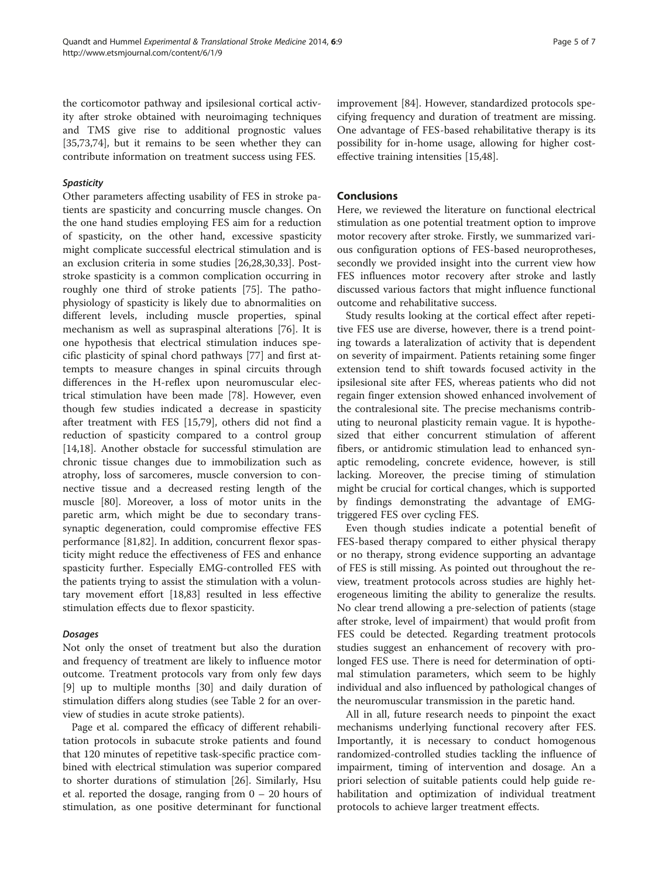the corticomotor pathway and ipsilesional cortical activity after stroke obtained with neuroimaging techniques and TMS give rise to additional prognostic values [35,73,74], but it remains to be seen whether they can contribute information on treatment success using FES.

#### *Spasticity*

Other parameters affecting usability of FES in stroke patients are spasticity and concurring muscle changes. On the one hand studies employing FES aim for a reduction of spasticity, on the other hand, excessive spasticity might complicate successful electrical stimulation and is an exclusion criteria in some studies [26,28,30,33]. Post-stroke spasticity is a common complication occurring in roughly one third of stroke patients [75]. The pathophysiology of spasticity is likely due to abnormalities on different levels, including muscle properties, spinal mechanism as well as supraspinal alterations [76]. It is one hypothesis that electrical stimulation induces specific plasticity of spinal chord pathways [77] and first attempts to measure changes in spinal circuits through differences in the H-reflex upon neuromuscular electrical stimulation have been made [78]. However, even though few studies indicated a decrease in spasticity after treatment with FES [15,79], others did not find a reduction of spasticity compared to a control group [14,18]. Another obstacle for successful stimulation are chronic tissue changes due to immobilization such as atrophy, loss of sarcomeres, muscle conversion to connective tissue and a decreased resting length of the muscle [80]. Moreover, a loss of motor units in the paretic arm, which might be due to secondary transsynaptic degeneration, could compromise effective FES performance [81,82]. In addition, concurrent flexor spasticity might reduce the effectiveness of FES and enhance spasticity further. Especially EMG-controlled FES with the patients trying to assist the stimulation with a voluntary movement effort [18,83] resulted in less effective stimulation effects due to flexor spasticity.

#### *Dosages*

Not only the onset of treatment but also the duration and frequency of treatment are likely to influence motor outcome. Treatment protocols vary from only few days [9] up to multiple months [30] and daily duration of stimulation differs along studies (see Table 2 for an overview of studies in acute stroke patients).

Page et al. compared the efficacy of different rehabilitation protocols in subacute stroke patients and found that 120 minutes of repetitive task-specific practice combined with electrical stimulation was superior compared to shorter durations of stimulation [26]. Similarly, Hsu et al. reported the dosage, ranging from 0 – 20 hours of stimulation, as one positive determinant for functional improvement [84]. However, standardized protocols specifying frequency and duration of treatment are missing. One advantage of FES-based rehabilitative therapy is its possibility for in-home usage, allowing for higher cost-effective training intensities [15,48].

## Conclusions

Here, we reviewed the literature on functional electrical stimulation as one potential treatment option to improve motor recovery after stroke. Firstly, we summarized various configuration options of FES-based neuroprotheses, secondly we provided insight into the current view how FES influences motor recovery after stroke and lastly discussed various factors that might influence functional outcome and rehabilitative success.

Study results looking at the cortical effect after repetitive FES use are diverse, however, there is a trend pointing towards a lateralization of activity that is dependent on severity of impairment. Patients retaining some finger extension tend to shift towards focused activity in the ipsilesional site after FES, whereas patients who did not regain finger extension showed enhanced involvement of the contralesional site. The precise mechanisms contributing to neuronal plasticity remain vague. It is hypothesized that either concurrent stimulation of afferent fibers, or antidromic stimulation lead to enhanced synaptic remodeling, concrete evidence, however, is still lacking. Moreover, the precise timing of stimulation might be crucial for cortical changes, which is supported by findings demonstrating the advantage of EMG-triggered FES over cycling FES.

Even though studies indicate a potential benefit of FES-based therapy compared to either physical therapy or no therapy, strong evidence supporting an advantage of FES is still missing. As pointed out throughout the review, treatment protocols across studies are highly heterogeneous limiting the ability to generalize the results. No clear trend allowing a pre-selection of patients (stage after stroke, level of impairment) that would profit from FES could be detected. Regarding treatment protocols studies suggest an enhancement of recovery with prolonged FES use. There is need for determination of optimal stimulation parameters, which seem to be highly individual and also influenced by pathological changes of the neuromuscular transmission in the paretic hand.

All in all, future research needs to pinpoint the exact mechanisms underlying functional recovery after FES. Importantly, it is necessary to conduct homogenous randomized-controlled studies tackling the influence of impairment, timing of intervention and dosage. An a priori selection of suitable patients could help guide rehabilitation and optimization of individual treatment protocols to achieve larger treatment effects.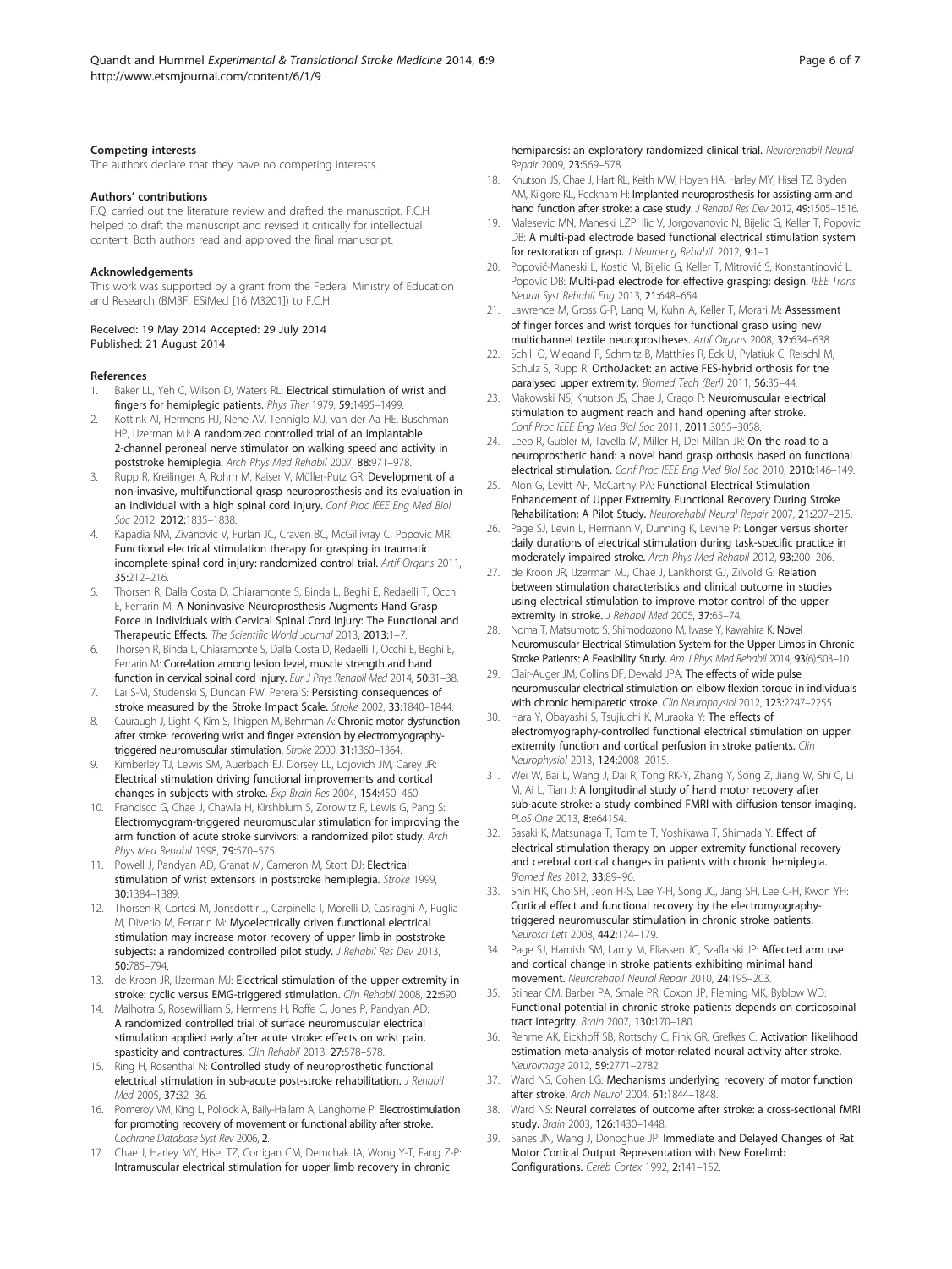#### Competing interests

The authors declare that they have no competing interests.

#### Authors' contributions

F.Q. carried out the literature review and drafted the manuscript. F.C.H helped to draft the manuscript and revised it critically for intellectual content. Both authors read and approved the final manuscript.

#### Acknowledgements

This work was supported by a grant from the Federal Ministry of Education and Research (BMBF, ESiMed [16 M3201]) to F.C.H.

Received: 19 May 2014 Accepted: 29 July 2014
Published: 21 August 2014

#### References

1. Baker LL, Yeh C, Wilson D, Waters RL: **Electrical stimulation of wrist and fingers for hemiplegic patients.** *Phys Ther* 1979, **59**:1495–1499.
2. Kottink AI, Hermens HJ, Nene AV, Tenniglo MJ, van der Aa HE, Buschman HP, IJzerman MJ: **A randomized controlled trial of an implantable 2-channel peroneal nerve stimulator on walking speed and activity in poststroke hemiplegia.** *Arch Phys Med Rehabil* 2007, **88**:971–978.
3. Rupp R, Kreilinger A, Rohm M, Kaiser V, Müller-Putz GR: **Development of a non-invasive, multifunctional grasp neuroprosthesis and its evaluation in an individual with a high spinal cord injury.** *Conf Proc IEEE Eng Med Biol Soc* 2012, **2012**:1835–1838.
4. Kapadia NM, Zivanovic V, Furlan JC, Craven BC, McGillivray C, Popovic MR: **Functional electrical stimulation therapy for grasping in traumatic incomplete spinal cord injury: randomized control trial.** *Artif Organs* 2011, **35**:212–216.
5. Thorsen R, Dalla Costa D, Chiaramonte S, Binda L, Beghi E, Redaelli T, Occhi E, Ferrarin M: **A Noninvasive Neuroprosthesis Augments Hand Grasp Force in Individuals with Cervical Spinal Cord Injury: The Functional and Therapeutic Effects.** *The Scientific World Journal* 2013, **2013**:1–7.
6. Thorsen R, Binda L, Chiaramonte S, Dalla Costa D, Redaelli T, Occhi E, Beghi E, Ferrarin M: **Correlation among lesion level, muscle strength and hand function in cervical spinal cord injury.** *Eur J Phys Rehabil Med* 2014, **50**:31–38.
7. Lai S-M, Studenski S, Duncan PW, Perera S: **Persisting consequences of stroke measured by the Stroke Impact Scale.** *Stroke* 2002, **33**:1840–1844.
8. Cauraugh J, Light K, Kim S, Thigpen M, Behrman A: **Chronic motor dysfunction after stroke: recovering wrist and finger extension by electromyography-triggered neuromuscular stimulation.** *Stroke* 2000, **31**:1360–1364.
9. Kimberley TJ, Lewis SM, Auerbach EJ, Dorsey LL, Lojovich JM, Carey JR: **Electrical stimulation driving functional improvements and cortical changes in subjects with stroke.** *Exp Brain Res* 2004, **154**:450–460.
10. Francisco G, Chae J, Chawla H, Kirshblum S, Zorowitz R, Lewis G, Pang S: **Electromyogram-triggered neuromuscular stimulation for improving the arm function of acute stroke survivors: a randomized pilot study.** *Arch Phys Med Rehabil* 1998, **79**:570–575.
11. Powell J, Pandyan AD, Granat M, Cameron M, Stott DJ: **Electrical stimulation of wrist extensors in poststroke hemiplegia.** *Stroke* 1999, **30**:1384–1389.
12. Thorsen R, Cortesi M, Jonsdottir J, Carpinella I, Morelli D, Casiraghi A, Puglia M, Diverio M, Ferrarin M: **Myoelectrically driven functional electrical stimulation may increase motor recovery of upper limb in poststroke subjects: a randomized controlled pilot study.** *J Rehabil Res Dev* 2013, **50**:785–794.
13. de Kroon JR, IJzerman MJ: **Electrical stimulation of the upper extremity in stroke: cyclic versus EMG-triggered stimulation.** *Clin Rehabil* 2008, **22**:690.
14. Malhotra S, Rosewilliam S, Hermens H, Roffe C, Jones P, Pandyan AD: **A randomized controlled trial of surface neuromuscular electrical stimulation applied early after acute stroke: effects on wrist pain, spasticity and contractures.** *Clin Rehabil* 2013, **27**:578–578.
15. Ring H, Rosenthal N: **Controlled study of neuroprosthetic functional electrical stimulation in sub-acute post-stroke rehabilitation.** *J Rehabil Med* 2005, **37**:32–36.
16. Pomeroy VM, King L, Pollock A, Baily-Hallam A, Langhorne P: **Electrostimulation for promoting recovery of movement or functional ability after stroke.** *Cochrane Database Syst Rev* 2006, **2**.
17. Chae J, Harley MY, Hisel TZ, Corrigan CM, Demchak JA, Wong Y-T, Fang Z-P: **Intramuscular electrical stimulation for upper limb recovery in chronic hemiparesis: an exploratory randomized clinical trial.** *Neurorehabil Neural Repair* 2009, **23**:569–578.
18. Knutson JS, Chae J, Hart RL, Keith MW, Hoyen HA, Harley MY, Hisel TZ, Bryden AM, Kilgore KL, Peckham H: **Implanted neuroprosthesis for assisting arm and hand function after stroke: a case study.** *J Rehabil Res Dev* 2012, **49**:1505–1516.
19. Malesevic MN, Maneski LZP, Ilic V, Jorgovanovic N, Bijelic G, Keller T, Popovic DB: **A multi-pad electrode based functional electrical stimulation system for restoration of grasp.** *J Neuroeng Rehabil.* 2012, **9**:1–1.
20. Popović-Maneski L, Kostić M, Bijelic G, Keller T, Mitrović S, Konstantinović L, Popovic DB: **Multi-pad electrode for effective grasping: design.** *IEEE Trans Neural Syst Rehabil Eng* 2013, **21**:648–654.
21. Lawrence M, Gross G-P, Lang M, Kuhn A, Keller T, Morari M: **Assessment of finger forces and wrist torques for functional grasp using new multichannel textile neuroprostheses.** *Artif Organs* 2008, **32**:634–638.
22. Schill O, Wiegand R, Schmitz B, Matthies R, Eck U, Pylatiuk C, Reischl M, Schulz S, Rupp R: **OrthoJacket: an active FES-hybrid orthosis for the paralysed upper extremity.** *Biomed Tech (Berl)* 2011, **56**:35–44.
23. Makowski NS, Knutson JS, Chae J, Crago P: **Neuromuscular electrical stimulation to augment reach and hand opening after stroke.** *Conf Proc IEEE Eng Med Biol Soc* 2011, **2011**:3055–3058.
24. Leeb R, Gubler M, Tavella M, Miller H, Del Millan JR: **On the road to a neuroprosthetic hand: a novel hand grasp orthosis based on functional electrical stimulation.** *Conf Proc IEEE Eng Med Biol Soc* 2010, **2010**:146–149.
25. Alon G, Levitt AF, McCarthy PA: **Functional Electrical Stimulation Enhancement of Upper Extremity Functional Recovery During Stroke Rehabilitation: A Pilot Study.** *Neurorehabil Neural Repair* 2007, **21**:207–215.
26. Page SJ, Levin L, Hermann V, Dunning K, Levine P: **Longer versus shorter daily durations of electrical stimulation during task-specific practice in moderately impaired stroke.** *Arch Phys Med Rehabil* 2012, **93**:200–206.
27. de Kroon JR, IJzerman MJ, Chae J, Lankhorst GJ, Zilvold G: **Relation between stimulation characteristics and clinical outcome in studies using electrical stimulation to improve motor control of the upper extremity in stroke.** *J Rehabil Med* 2005, **37**:65–74.
28. Noma T, Matsumoto S, Shimodozono M, Iwase Y, Kawahira K: **Novel Neuromuscular Electrical Stimulation System for the Upper Limbs in Chronic Stroke Patients: A Feasibility Study.** *Am J Phys Med Rehabil* 2014, **93**(6):503–10.
29. Clair-Auger JM, Collins DF, Dewald JPA: **The effects of wide pulse neuromuscular electrical stimulation on elbow flexion torque in individuals with chronic hemiparetic stroke.** *Clin Neurophysiol* 2012, **123**:2247–2255.
30. Hara Y, Obayashi S, Tsujiuchi K, Muraoka Y: **The effects of electromyography-controlled functional electrical stimulation on upper extremity function and cortical perfusion in stroke patients.** *Clin Neurophysiol* 2013, **124**:2008–2015.
31. Wei W, Bai L, Wang J, Dai R, Tong RK-Y, Zhang Y, Song Z, Jiang W, Shi C, Li M, Ai L, Tian J: **A longitudinal study of hand motor recovery after sub-acute stroke: a study combined FMRI with diffusion tensor imaging.** *PLoS One* 2013, **8**:e64154.
32. Sasaki K, Matsunaga T, Tomite T, Yoshikawa T, Shimada Y: **Effect of electrical stimulation therapy on upper extremity functional recovery and cerebral cortical changes in patients with chronic hemiplegia.** *Biomed Res* 2012, **33**:89–96.
33. Shin HK, Cho SH, Jeon H-S, Lee Y-H, Song JC, Jang SH, Lee C-H, Kwon YH: **Cortical effect and functional recovery by the electromyography-triggered neuromuscular stimulation in chronic stroke patients.** *Neurosci Lett* 2008, **442**:174–179.
34. Page SJ, Harnish SM, Lamy M, Eliassen JC, Szaflarski JP: **Affected arm use and cortical change in stroke patients exhibiting minimal hand movement.** *Neurorehabil Neural Repair* 2010, **24**:195–203.
35. Stinear CM, Barber PA, Smale PR, Coxon JP, Fleming MK, Byblow WD: **Functional potential in chronic stroke patients depends on corticospinal tract integrity.** *Brain* 2007, **130**:170–180.
36. Rehme AK, Eickhoff SB, Rottschy C, Fink GR, Grefkes C: **Activation likelihood estimation meta-analysis of motor-related neural activity after stroke.** *Neuroimage* 2012, **59**:2771–2782.
37. Ward NS, Cohen LG: **Mechanisms underlying recovery of motor function after stroke.** *Arch Neurol* 2004, **61**:1844–1848.
38. Ward NS: **Neural correlates of outcome after stroke: a cross-sectional fMRI study.** *Brain* 2003, **126**:1430–1448.
39. Sanes JN, Wang J, Donoghue JP: **Immediate and Delayed Changes of Rat Motor Cortical Output Representation with New Forelimb Configurations.** *Cereb Cortex* 1992, **2**:141–152.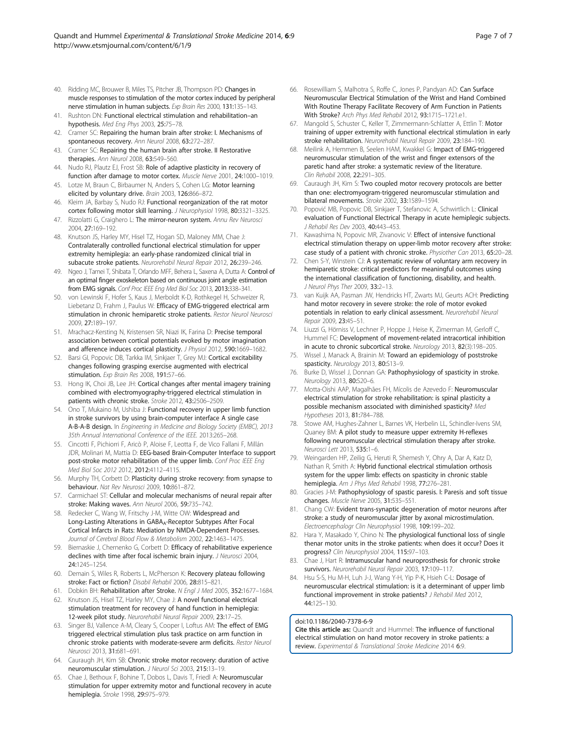40. Ridding MC, Brouwer B, Miles TS, Pitcher JB, Thompson PD: **Changes in muscle responses to stimulation of the motor cortex induced by peripheral nerve stimulation in human subjects.** *Exp Brain Res* 2000, **131**:135–143.
41. Rushton DN: **Functional electrical stimulation and rehabilitation–an hypothesis.** *Med Eng Phys* 2003, **25**:75–78.
42. Cramer SC: **Repairing the human brain after stroke: I. Mechanisms of spontaneous recovery.** *Ann Neurol* 2008, **63**:272–287.
43. Cramer SC: **Repairing the human brain after stroke. II Restorative therapies.** *Ann Neurol* 2008, **63**:549–560.
44. Nudo RJ, Plautz EJ, Frost SB: **Role of adaptive plasticity in recovery of function after damage to motor cortex.** *Muscle Nerve* 2001, **24**:1000–1019.
45. Lotze M, Braun C, Birbaumer N, Anders S, Cohen LG: **Motor learning elicited by voluntary drive.** *Brain* 2003, **126**:866–872.
46. Kleim JA, Barbay S, Nudo RJ: **Functional reorganization of the rat motor cortex following motor skill learning.** *J Neurophysiol* 1998, **80**:3321–3325.
47. Rizzolatti G, Craighero L: **The mirror-neuron system.** *Annu Rev Neurosci* 2004, **27**:169–192.
48. Knutson JS, Harley MY, Hisel TZ, Hogan SD, Maloney MM, Chae J: **Contralaterally controlled functional electrical stimulation for upper extremity hemiplegia: an early-phase randomized clinical trial in subacute stroke patients.** *Neurorehabil Neural Repair* 2012, **26**:239–246.
49. Ngeo J, Tamei T, Shibata T, Orlando MFF, Behera L, Saxena A, Dutta A: **Control of an optimal finger exoskeleton based on continuous joint angle estimation from EMG signals.** *Conf Proc IEEE Eng Med Biol Soc* 2013, **2013**:338–341.
50. von Lewinski F, Hofer S, Kaus J, Merboldt K-D, Rothkegel H, Schweizer R, Liebetanz D, Frahm J, Paulus W: **Efficacy of EMG-triggered electrical arm stimulation in chronic hemiparetic stroke patients.** *Restor Neurol Neurosci* 2009, **27**:189–197.
51. Mrachacz-Kersting N, Kristensen SR, Niazi IK, Farina D: **Precise temporal association between cortical potentials evoked by motor imagination and afference induces cortical plasticity.** *J Physiol* 2012, **590**:1669–1682.
52. Barsi GI, Popovic DB, Tarkka IM, Sinkjaer T, Grey MJ: **Cortical excitability changes following grasping exercise augmented with electrical stimulation.** *Exp Brain Res* 2008, **191**:57–66.
53. Hong IK, Choi JB, Lee JH: **Cortical changes after mental imagery training combined with electromyography-triggered electrical stimulation in patients with chronic stroke.** *Stroke* 2012, **43**:2506–2509.
54. Ono T, Mukaino M, Ushiba J: **Functional recovery in upper limb function in stroke survivors by using brain-computer interface A single case A-B-A-B design.** In *Engineering in Medicine and Biology Society (EMBC), 2013 35th Annual International Conference of the IEEE.* 2013:265–268.
55. Cincotti F, Pichiorri F, Aricò P, Aloise F, Leotta F, de Vico Fallani F, Millán JDR, Molinari M, Mattia D: **EEG-based Brain-Computer Interface to support post-stroke motor rehabilitation of the upper limb.** *Conf Proc IEEE Eng Med Biol Soc 2012* 2012, **2012**:4112–4115.
56. Murphy TH, Corbett D: **Plasticity during stroke recovery: from synapse to behaviour.** *Nat Rev Neurosci* 2009, **10**:861–872.
57. Carmichael ST: **Cellular and molecular mechanisms of neural repair after stroke: Making waves.** *Ann Neurol* 2006, **59**:735–742.
58. Redecker C, Wang W, Fritschy J-M, Witte OW: **Widespread and Long-Lasting Alterations in $GABA_A$-Receptor Subtypes After Focal Cortical Infarcts in Rats: Mediation by NMDA-Dependent Processes.** *Journal of Cerebral Blood Flow & Metabolism* 2002, **22**:1463–1475.
59. Biernaskie J, Chernenko G, Corbett D: **Efficacy of rehabilitative experience declines with time after focal ischemic brain injury.** *J Neurosci* 2004, **24**:1245–1254.
60. Demain S, Wiles R, Roberts L, McPherson K: **Recovery plateau following stroke: Fact or fiction?** *Disabil Rehabil* 2006, **28**:815–821.
61. Dobkin BH: **Rehabilitation after Stroke.** *N Engl J Med* 2005, **352**:1677–1684.
62. Knutson JS, Hisel TZ, Harley MY, Chae J: **A novel functional electrical stimulation treatment for recovery of hand function in hemiplegia: 12-week pilot study.** *Neurorehabil Neural Repair* 2009, **23**:17–25.
63. Singer BJ, Vallence A-M, Cleary S, Cooper I, Loftus AM: **The effect of EMG triggered electrical stimulation plus task practice on arm function in chronic stroke patients with moderate-severe arm deficits.** *Restor Neurol Neurosci* 2013, **31**:681–691.
64. Cauraugh JH, Kim SB: **Chronic stroke motor recovery: duration of active neuromuscular stimulation.** *J Neurol Sci* 2003, **215**:13–19.
65. Chae J, Bethoux F, Bohine T, Dobos L, Davis T, Friedl A: **Neuromuscular stimulation for upper extremity motor and functional recovery in acute hemiplegia.** *Stroke* 1998, **29**:975–979.
66. Rosewilliam S, Malhotra S, Roffe C, Jones P, Pandyan AD: **Can Surface Neuromuscular Electrical Stimulation of the Wrist and Hand Combined With Routine Therapy Facilitate Recovery of Arm Function in Patients With Stroke?** *Arch Phys Med Rehabil* 2012, **93**:1715–1721.e1.
67. Mangold S, Schuster C, Keller T, Zimmermann-Schlatter A, Ettlin T: **Motor training of upper extremity with functional electrical stimulation in early stroke rehabilitation.** *Neurorehabil Neural Repair* 2009, **23**:184–190.
68. Meilink A, Hemmen B, Seelen HAM, Kwakkel G: **Impact of EMG-triggered neuromuscular stimulation of the wrist and finger extensors of the paretic hand after stroke: a systematic review of the literature.** *Clin Rehabil* 2008, **22**:291–305.
69. Cauraugh JH, Kim S: **Two coupled motor recovery protocols are better than one: electromyogram-triggered neuromuscular stimulation and bilateral movements.** *Stroke* 2002, **33**:1589–1594.
70. Popović MB, Popovic DB, Sinkjaer T, Stefanovic A, Schwirtlich L: **Clinical evaluation of Functional Electrical Therapy in acute hemiplegic subjects.** *J Rehabil Res Dev* 2003, **40**:443–453.
71. Kawashima N, Popovic MR, Zivanovic V: **Effect of intensive functional electrical stimulation therapy on upper-limb motor recovery after stroke: case study of a patient with chronic stroke.** *Physiother Can* 2013, **65**:20–28.
72. Chen S-Y, Winstein CJ: **A systematic review of voluntary arm recovery in hemiparetic stroke: critical predictors for meaningful outcomes using the international classification of functioning, disability, and health.** *J Neurol Phys Ther* 2009, **33**:2–13.
73. van Kuijk AA, Pasman JW, Hendricks HT, Zwarts MJ, Geurts ACH: **Predicting hand motor recovery in severe stroke: the role of motor evoked potentials in relation to early clinical assessment.** *Neurorehabil Neural Repair* 2009, **23**:45–51.
74. Liuzzi G, Hörniss V, Lechner P, Hoppe J, Heise K, Zimerman M, Gerloff C, Hummel FC: **Development of movement-related intracortical inhibition in acute to chronic subcortical stroke.** *Neurology* 2013, **82**(3):198–205.
75. Wissel J, Manack A, Brainin M: **Toward an epidemiology of poststroke spasticity.** *Neurology* 2013, **80**:S13–9.
76. Burke D, Wissel J, Donnan GA: **Pathophysiology of spasticity in stroke.** *Neurology* 2013, **80**:S20–6.
77. Motta-Oishi AAP, Magalhães FH, Mícolis de Azevedo F: **Neuromuscular electrical stimulation for stroke rehabilitation: spinal plasticity a possible mechanism associated with diminished spasticity?** *Med Hypotheses* 2013, **81**:784–788.
78. Stowe AM, Hughes-Zahner L, Barnes VK, Herbelin LL, Schindler-Ivens SM, Quaney BM: **A pilot study to measure upper extremity H-reflexes following neuromuscular electrical stimulation therapy after stroke.** *Neurosci Lett* 2013, **535**:1–6.
79. Weingarden HP, Zeilig G, Heruti R, Shemesh Y, Ohry A, Dar A, Katz D, Nathan R, Smith A: **Hybrid functional electrical stimulation orthosis system for the upper limb: effects on spasticity in chronic stable hemiplegia.** *Am J Phys Med Rehabil* 1998, **77**:276–281.
80. Gracies J-M: **Pathophysiology of spastic paresis. I: Paresis and soft tissue changes.** *Muscle Nerve* 2005, **31**:535–551.
81. Chang CW: **Evident trans-synaptic degeneration of motor neurons after stroke: a study of neuromuscular jitter by axonal microstimulation.** *Electroencephalogr Clin Neurophysiol* 1998, **109**:199–202.
82. Hara Y, Masakado Y, Chino N: **The physiological functional loss of single thenar motor units in the stroke patients: when does it occur? Does it progress?** *Clin Neurophysiol* 2004, **115**:97–103.
83. Chae J, Hart R: **Intramuscular hand neuroprosthesis for chronic stroke survivors.** *Neurorehabil Neural Repair* 2003, **17**:109–117.
84. Hsu S-S, Hu M-H, Luh J-J, Wang Y-H, Yip P-K, Hsieh C-L: **Dosage of neuromuscular electrical stimulation: is it a determinant of upper limb functional improvement in stroke patients?** *J Rehabil Med* 2012, **44**:125–130.

doi:10.1186/2040-7378-6-9

**Cite this article as:** Quandt and Hummel: **The influence of functional electrical stimulation on hand motor recovery in stroke patients: a review.** *Experimental & Translational Stroke Medicine* 2014 **6**:9.